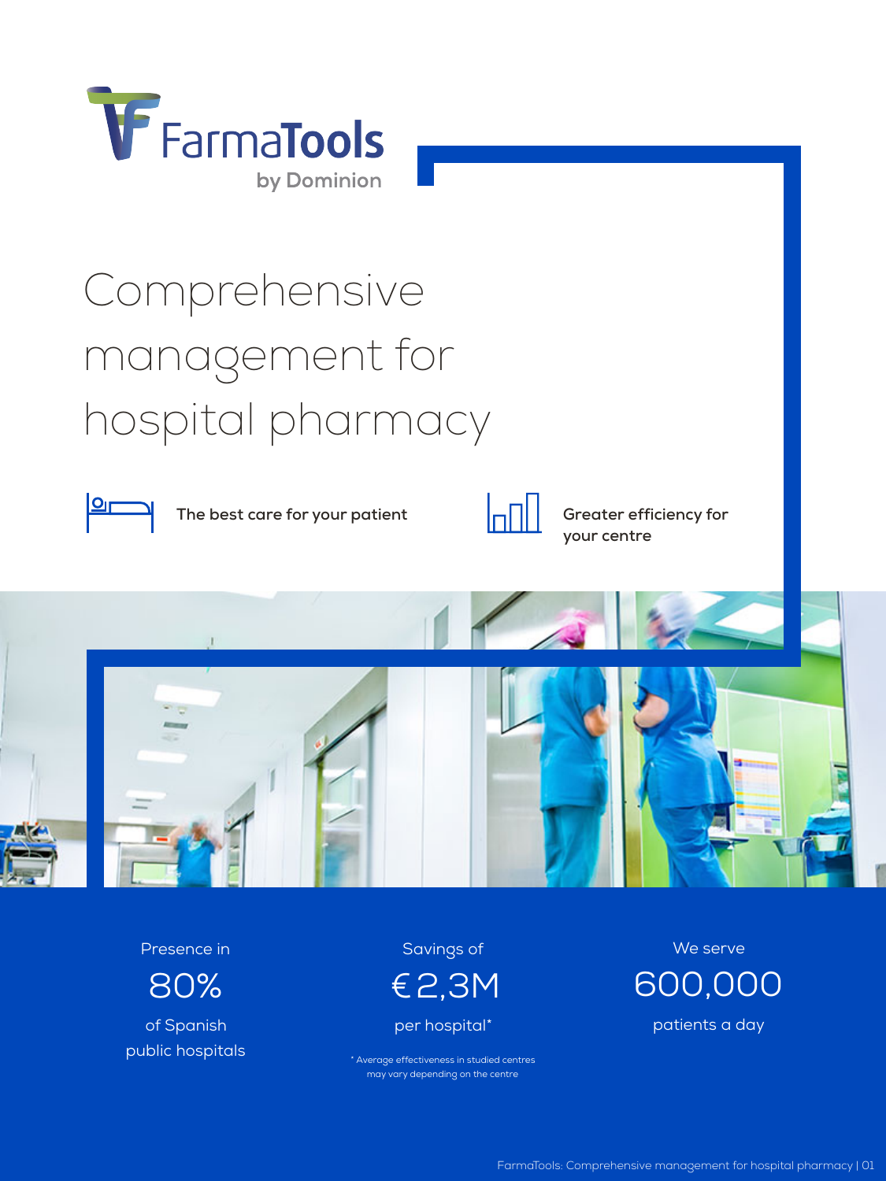FarmaTools
by Dominion

# Comprehensive management for hospital pharmacy

**The best care for your patient**

**Greater efficiency for your centre**

Presence in
80%
of Spanish public hospitals

Savings of
€2,3M
per hospital*

We serve
600,000
patients a day

* Average effectiveness in studied centres may vary depending on the centre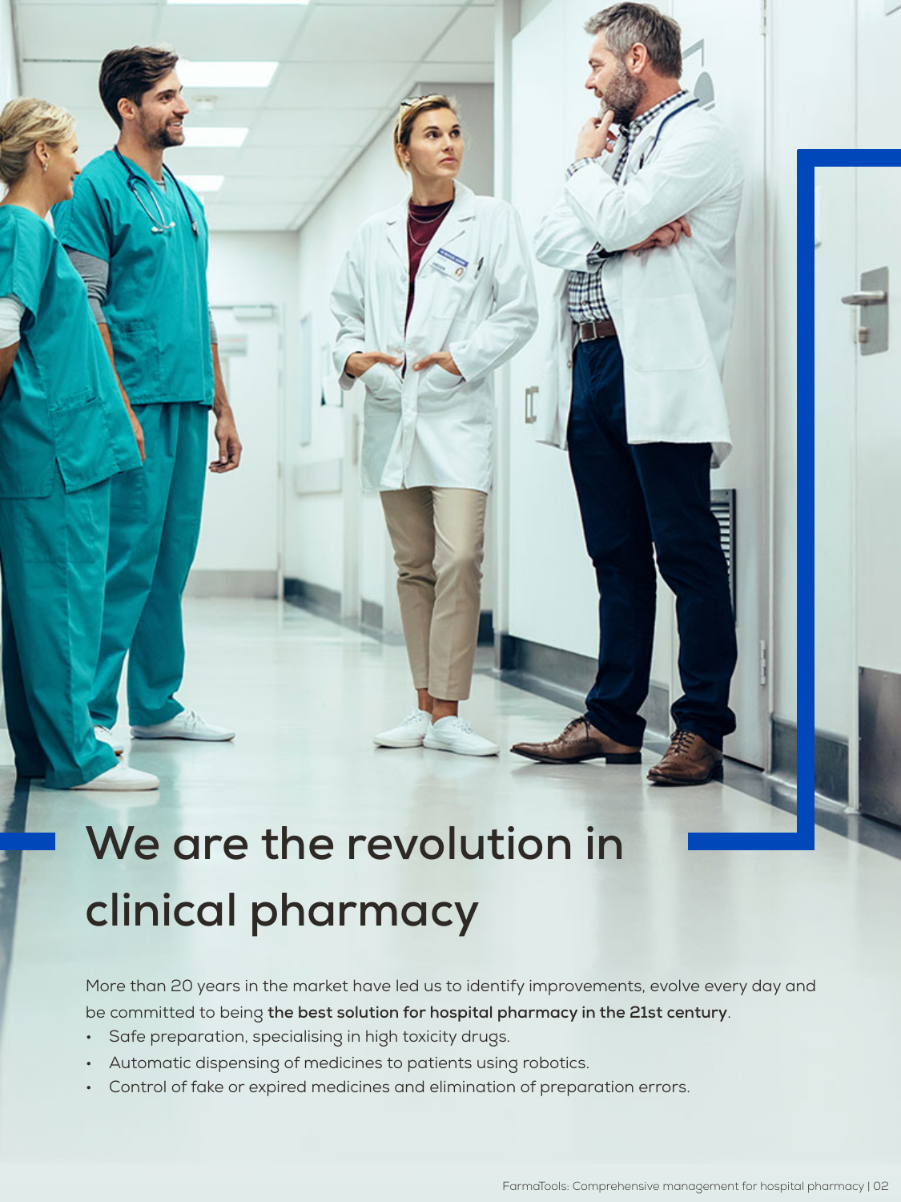# We are the revolution in clinical pharmacy

More than 20 years in the market have led us to identify improvements, evolve every day and be committed to being **the best solution for hospital pharmacy in the 21st century**.

- Safe preparation, specialising in high toxicity drugs.
- Automatic dispensing of medicines to patients using robotics.
- Control of fake or expired medicines and elimination of preparation errors.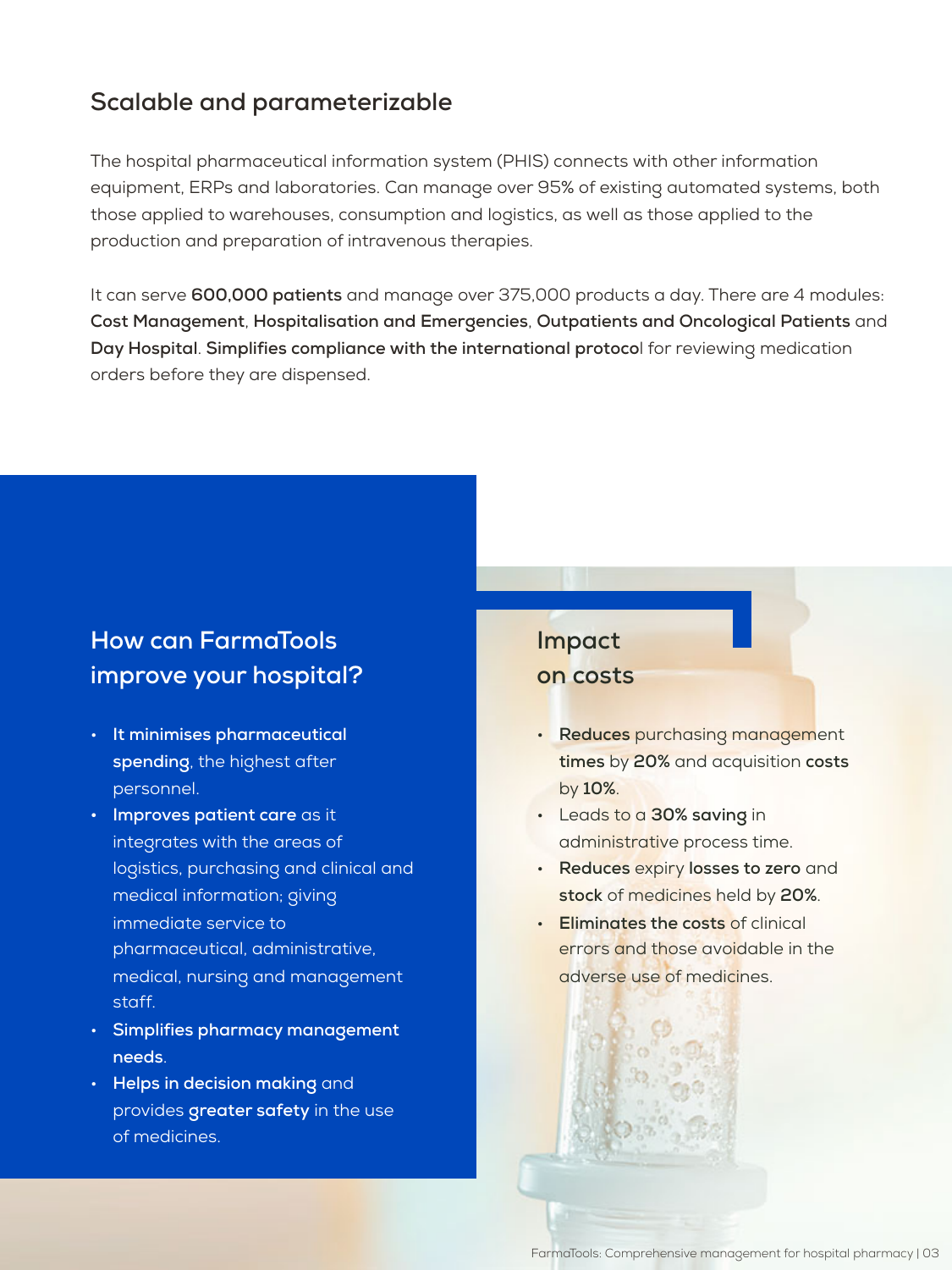## Scalable and parameterizable

The hospital pharmaceutical information system (PHIS) connects with other information equipment, ERPs and laboratories. Can manage over 95% of existing automated systems, both those applied to warehouses, consumption and logistics, as well as those applied to the production and preparation of intravenous therapies.

It can serve **600,000 patients** and manage over 375,000 products a day. There are 4 modules: **Cost Management**, **Hospitalisation and Emergencies**, **Outpatients and Oncological Patients** and **Day Hospital**. **Simplifies compliance with the international protocol** for reviewing medication orders before they are dispensed.

## How can FarmaTools improve your hospital?

- **It minimises pharmaceutical spending**, the highest after personnel.
- **Improves patient care** as it integrates with the areas of logistics, purchasing and clinical and medical information; giving immediate service to pharmaceutical, administrative, medical, nursing and management staff.
- **Simplifies pharmacy management needs**.
- **Helps in decision making** and provides **greater safety** in the use of medicines.

## Impact on costs

- **Reduces** purchasing management **times** by **20%** and acquisition **costs** by **10%**.
- Leads to a **30% saving** in administrative process time.
- **Reduces** expiry **losses to zero** and **stock** of medicines held by **20%**.
- **Eliminates the costs** of clinical errors and those avoidable in the adverse use of medicines.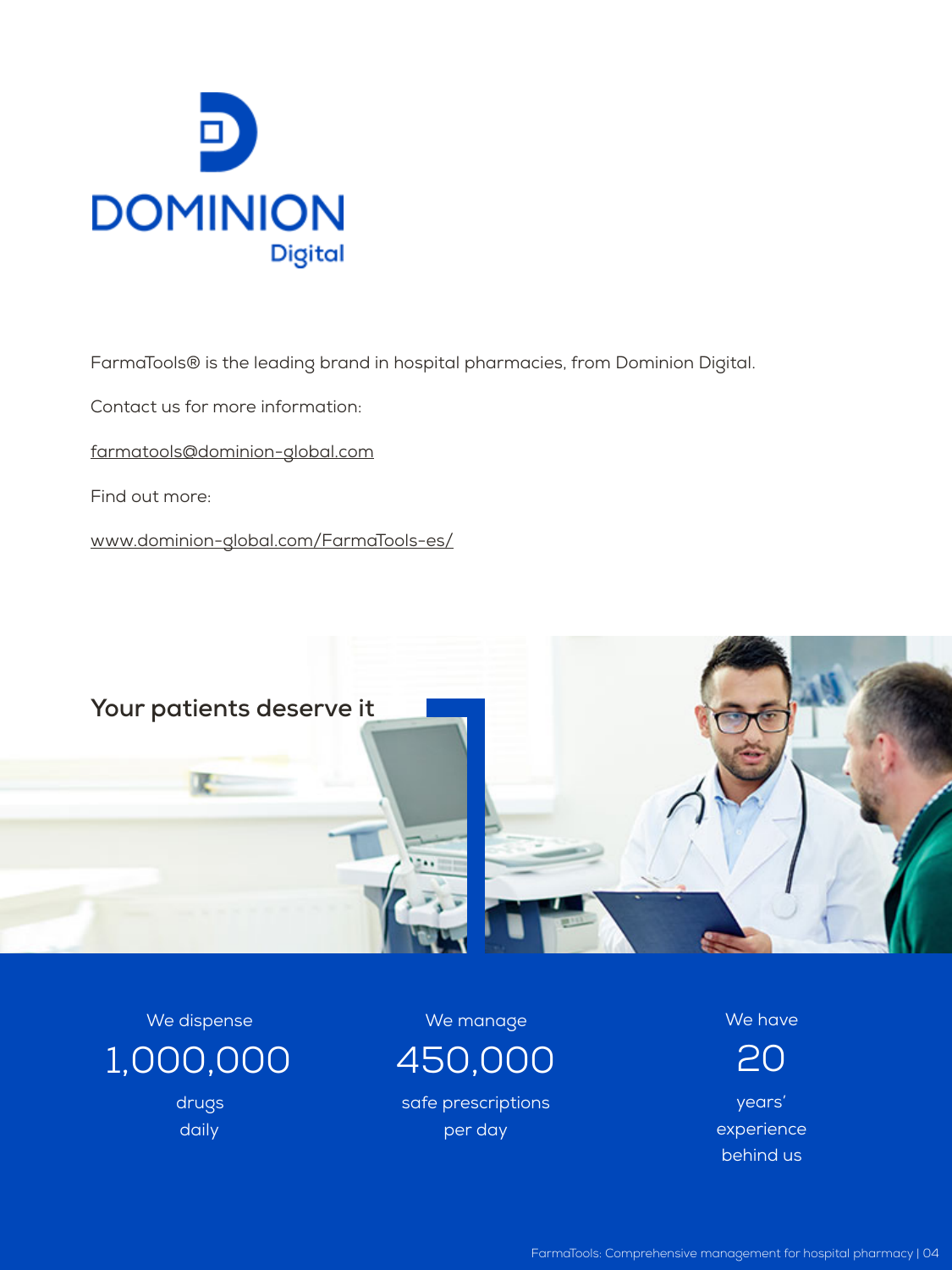FarmaTools® is the leading brand in hospital pharmacies, from Dominion Digital.

Contact us for more information:

farmatools@dominion-global.com

Find out more:

www.dominion-global.com/FarmaTools-es/

## Your patients deserve it

We dispense
1,000,000
drugs
daily

We manage
450,000
safe prescriptions
per day

We have
20
years'
experience
behind us